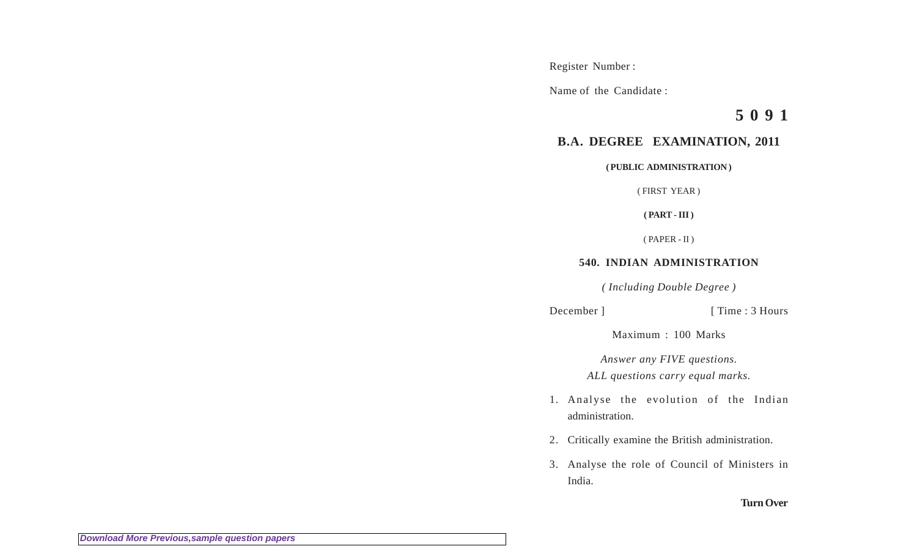Register Number :

Name of the Candidate :

**5 0 9 1**

## B.A. DEGREE EXAMINATION, 2011

**( PUBLIC ADMINISTRATION )**

( FIRST YEAR )

**( PART - III )**

( PAPER - II )

### 540. INDIAN ADMINISTRATION

*( Including Double Degree )*

December ] [ Time : 3 Hours

Maximum : 100 Marks

*Answer any FIVE questions.*
*ALL questions carry equal marks.*

1. Analyse the evolution of the Indian administration.
2. Critically examine the British administration.
3. Analyse the role of Council of Ministers in India.

**Turn Over**

Download More Previous,sample question papers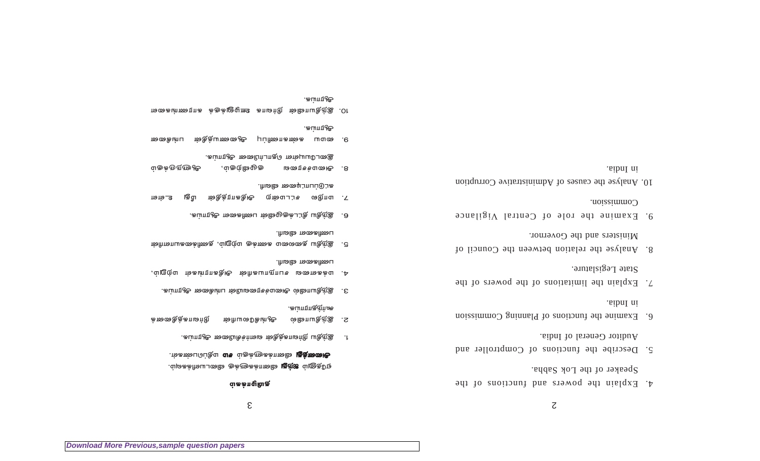4. Explain the powers and functions of the Speaker of the Lok Sabha.

5. Describe the functions of Comptroller and Auditor General of India.

6. Examine the functions of Planning Commission in India.

7. Explain the limitations of the powers of the State Legislature.

8. Analyse the relation between the Council of Ministers and the Governor.

9. Examine the role of Central Vigilance Commission.

10. Analyse the causes of Administrative Corruption in India.

## தமிழாக்கம்

ஏதேனும் **ஐந்து** வினாக்களுக்கு விடையளிக்கவும்.

**அனைத்து** வினாக்களும் **சம** மதிப்பெண்கள்.

1. இந்திய நிர்வாகத்தின் வளர்ச்சியினை ஆராய்க.

2. இந்தியாவில் அரசியலமைப்பின் நிர்வாகத்தினை ஆராய்க.

3. இந்தியாவில் அமைச்சரவையின் பங்கினை ஆராய்க.

4. மக்களவை சபாநாயகரின் அதிகாரங்கள் மற்றும், பணிகளை விவரி.

5. இந்திய தலைமை கணக்கு மற்றும், தணிக்கையாளரின் பணிகளை விவரி.

6. இந்திய திட்டக்குழுவின் பணிகளை ஆராய்க.

7. மாநில சட்டமன்ற அதிகாரத்தின் மீது உள்ள கட்டுப்பாடுகளை விவரி.

8. அமைச்சரவை குழுவிற்கும், ஆளுநருக்கும் இடையேயுள்ள தொடர்பினை ஆராய்க.

9. மைய கண்காணிப்பு ஆணையத்தின் பங்கினை ஆராய்க.

10. இந்தியாவில் நிர்வாக ஊழலுக்குக் காரணங்களை ஆராய்க.